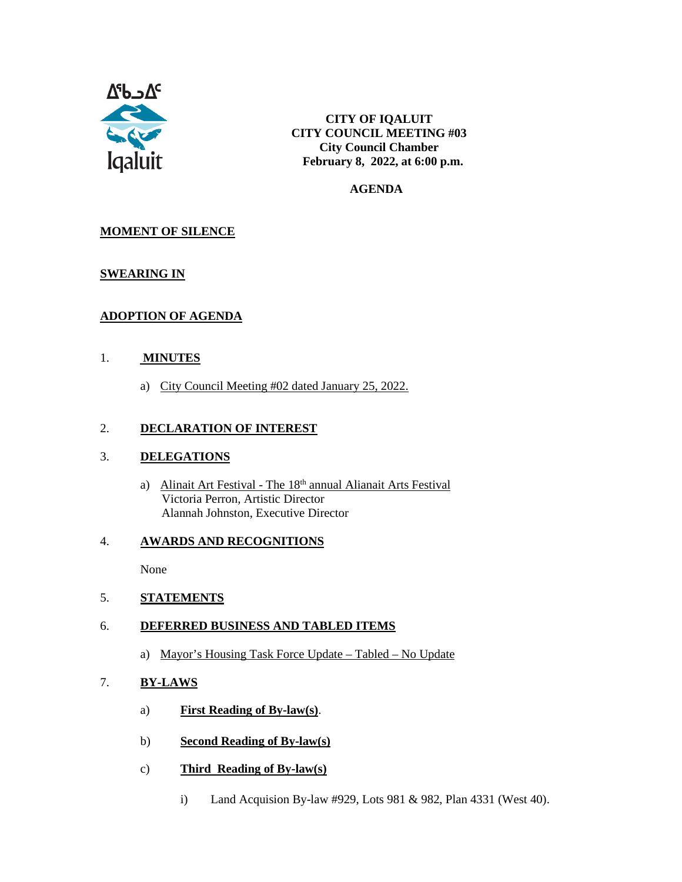ᐃᖃᓗᐃᑦ

Iqaluit

**CITY OF IQALUIT**
**CITY COUNCIL MEETING #03**
**City Council Chamber**
**February 8, 2022, at 6:00 p.m.**

**AGENDA**

**MOMENT OF SILENCE**

**SWEARING IN**

**ADOPTION OF AGENDA**

1. **MINUTES**

   a) City Council Meeting #02 dated January 25, 2022.

2. **DECLARATION OF INTEREST**

3. **DELEGATIONS**

   a) Alinait Art Festival - The 18th annual Alianait Arts Festival
   Victoria Perron, Artistic Director
   Alannah Johnston, Executive Director

4. **AWARDS AND RECOGNITIONS**

   None

5. **STATEMENTS**

6. **DEFERRED BUSINESS AND TABLED ITEMS**

   a) Mayor's Housing Task Force Update – Tabled – No Update

7. **BY-LAWS**

   a) **First Reading of By-law(s)**.

   b) **Second Reading of By-law(s)**

   c) **Third Reading of By-law(s)**

      i) Land Acquision By-law #929, Lots 981 & 982, Plan 4331 (West 40).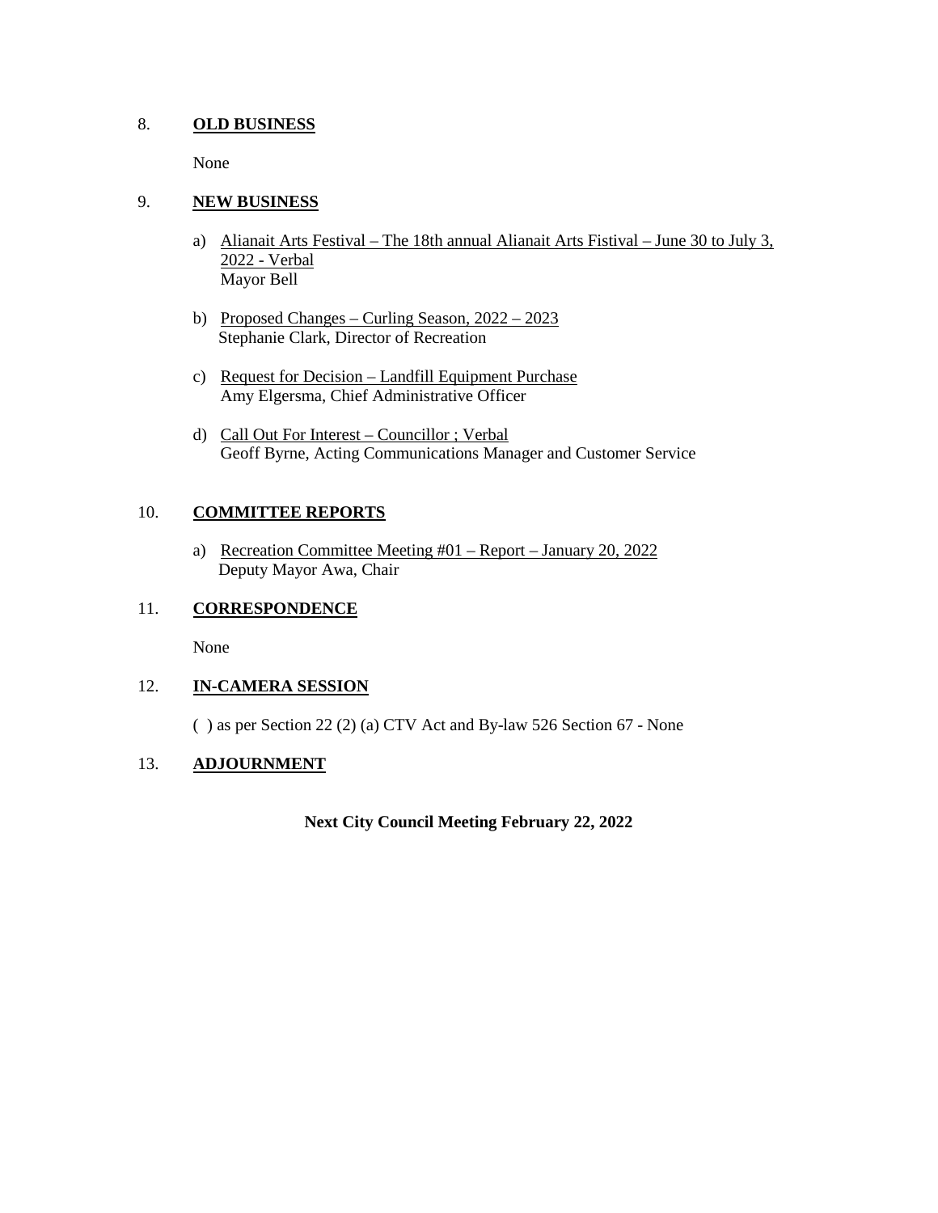8. **OLD BUSINESS**

None

9. **NEW BUSINESS**

a) Alianait Arts Festival – The 18th annual Alianait Arts Fistival – June 30 to July 3, 2022 - Verbal
Mayor Bell

b) Proposed Changes – Curling Season, 2022 – 2023
Stephanie Clark, Director of Recreation

c) Request for Decision – Landfill Equipment Purchase
Amy Elgersma, Chief Administrative Officer

d) Call Out For Interest – Councillor ; Verbal
Geoff Byrne, Acting Communications Manager and Customer Service

10. **COMMITTEE REPORTS**

a) Recreation Committee Meeting #01 – Report – January 20, 2022
Deputy Mayor Awa, Chair

11. **CORRESPONDENCE**

None

12. **IN-CAMERA SESSION**

( ) as per Section 22 (2) (a) CTV Act and By-law 526 Section 67 - None

13. **ADJOURNMENT**

**Next City Council Meeting February 22, 2022**